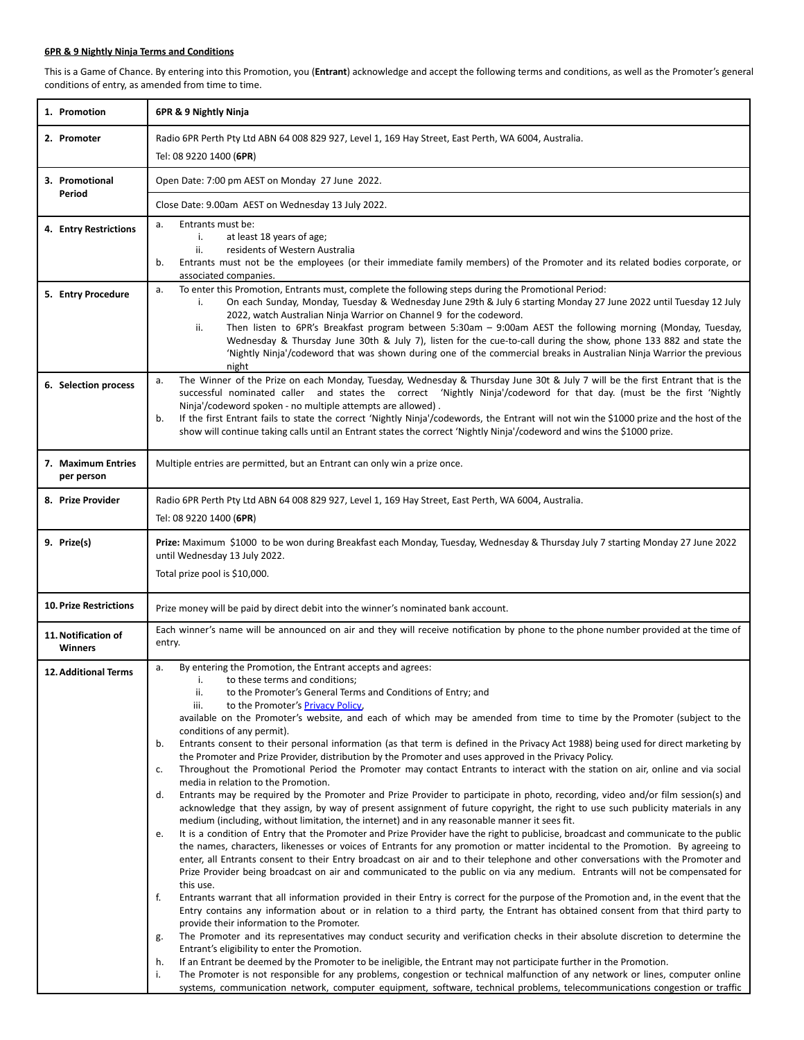**6PR & 9 Nightly Ninja Terms and Conditions**

This is a Game of Chance. By entering into this Promotion, you (**Entrant**) acknowledge and accept the following terms and conditions, as well as the Promoter's general conditions of entry, as amended from time to time.

| | |
|---|---|
| **1. Promotion** | **6PR & 9 Nightly Ninja** |
| **2. Promoter** | Radio 6PR Perth Pty Ltd ABN 64 008 829 927, Level 1, 169 Hay Street, East Perth, WA 6004, Australia.<br>Tel: 08 9220 1400 (**6PR**) |
| **3. Promotional Period** | Open Date: 7:00 pm AEST on Monday 27 June 2022.<br>Close Date: 9.00am AEST on Wednesday 13 July 2022. |
| **4. Entry Restrictions** | a. Entrants must be:<br>i. at least 18 years of age;<br>ii. residents of Western Australia<br>b. Entrants must not be the employees (or their immediate family members) of the Promoter and its related bodies corporate, or associated companies. |
| **5. Entry Procedure** | a. To enter this Promotion, Entrants must, complete the following steps during the Promotional Period:<br>i. On each Sunday, Monday, Tuesday & Wednesday June 29th & July 6 starting Monday 27 June 2022 until Tuesday 12 July 2022, watch Australian Ninja Warrior on Channel 9 for the codeword.<br>ii. Then listen to 6PR's Breakfast program between 5:30am – 9:00am AEST the following morning (Monday, Tuesday, Wednesday & Thursday June 30th & July 7), listen for the cue-to-call during the show, phone 133 882 and state the 'Nightly Ninja'/codeword that was shown during one of the commercial breaks in Australian Ninja Warrior the previous night |
| **6. Selection process** | a. The Winner of the Prize on each Monday, Tuesday, Wednesday & Thursday June 30t & July 7 will be the first Entrant that is the successful nominated caller and states the correct 'Nightly Ninja'/codeword for that day. (must be the first 'Nightly Ninja'/codeword spoken - no multiple attempts are allowed) .<br>b. If the first Entrant fails to state the correct 'Nightly Ninja'/codewords, the Entrant will not win the $1000 prize and the host of the show will continue taking calls until an Entrant states the correct 'Nightly Ninja'/codeword and wins the $1000 prize. |
| **7. Maximum Entries per person** | Multiple entries are permitted, but an Entrant can only win a prize once. |
| **8. Prize Provider** | Radio 6PR Perth Pty Ltd ABN 64 008 829 927, Level 1, 169 Hay Street, East Perth, WA 6004, Australia.<br>Tel: 08 9220 1400 (**6PR**) |
| **9. Prize(s)** | **Prize:** Maximum $1000 to be won during Breakfast each Monday, Tuesday, Wednesday & Thursday July 7 starting Monday 27 June 2022 until Wednesday 13 July 2022.<br>Total prize pool is $10,000. |
| **10. Prize Restrictions** | Prize money will be paid by direct debit into the winner's nominated bank account. |
| **11. Notification of Winners** | Each winner's name will be announced on air and they will receive notification by phone to the phone number provided at the time of entry. |
| **12. Additional Terms** | a. By entering the Promotion, the Entrant accepts and agrees:<br>i. to these terms and conditions;<br>ii. to the Promoter's General Terms and Conditions of Entry; and<br>iii. to the Promoter's Privacy Policy,<br>available on the Promoter's website, and each of which may be amended from time to time by the Promoter (subject to the conditions of any permit).<br>b. Entrants consent to their personal information (as that term is defined in the Privacy Act 1988) being used for direct marketing by the Promoter and Prize Provider, distribution by the Promoter and uses approved in the Privacy Policy.<br>c. Throughout the Promotional Period the Promoter may contact Entrants to interact with the station on air, online and via social media in relation to the Promotion.<br>d. Entrants may be required by the Promoter and Prize Provider to participate in photo, recording, video and/or film session(s) and acknowledge that they assign, by way of present assignment of future copyright, the right to use such publicity materials in any medium (including, without limitation, the internet) and in any reasonable manner it sees fit.<br>e. It is a condition of Entry that the Promoter and Prize Provider have the right to publicise, broadcast and communicate to the public the names, characters, likenesses or voices of Entrants for any promotion or matter incidental to the Promotion. By agreeing to enter, all Entrants consent to their Entry broadcast on air and to their telephone and other conversations with the Promoter and Prize Provider being broadcast on air and communicated to the public on via any medium. Entrants will not be compensated for this use.<br>f. Entrants warrant that all information provided in their Entry is correct for the purpose of the Promotion and, in the event that the Entry contains any information about or in relation to a third party, the Entrant has obtained consent from that third party to provide their information to the Promoter.<br>g. The Promoter and its representatives may conduct security and verification checks in their absolute discretion to determine the Entrant's eligibility to enter the Promotion.<br>h. If an Entrant be deemed by the Promoter to be ineligible, the Entrant may not participate further in the Promotion.<br>i. The Promoter is not responsible for any problems, congestion or technical malfunction of any network or lines, computer online systems, communication network, computer equipment, software, technical problems, telecommunications congestion or traffic |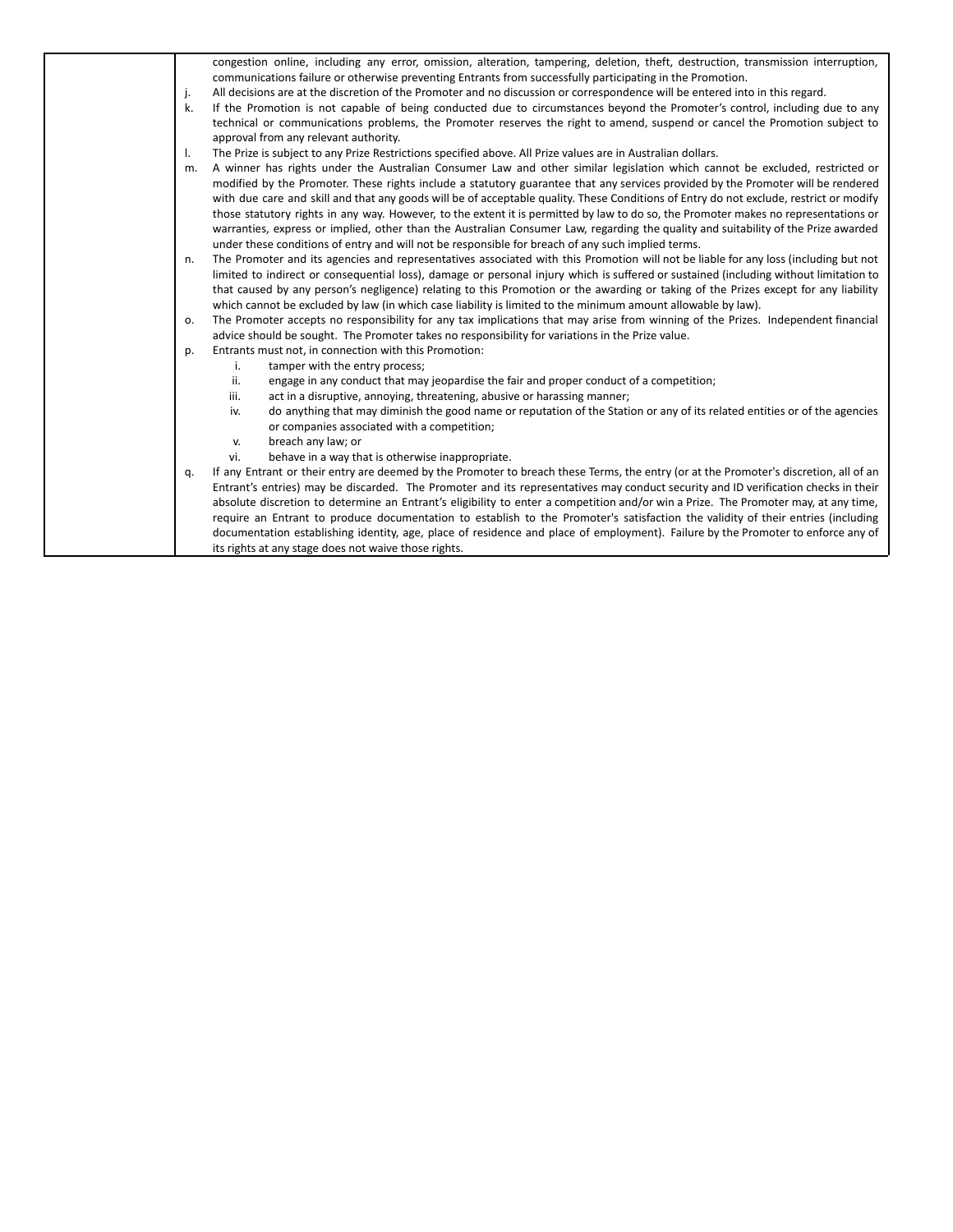| | |
|---|---|
| | congestion online, including any error, omission, alteration, tampering, deletion, theft, destruction, transmission interruption, communications failure or otherwise preventing Entrants from successfully participating in the Promotion.<br>j. All decisions are at the discretion of the Promoter and no discussion or correspondence will be entered into in this regard.<br>k. If the Promotion is not capable of being conducted due to circumstances beyond the Promoter's control, including due to any technical or communications problems, the Promoter reserves the right to amend, suspend or cancel the Promotion subject to approval from any relevant authority.<br>l. The Prize is subject to any Prize Restrictions specified above. All Prize values are in Australian dollars.<br>m. A winner has rights under the Australian Consumer Law and other similar legislation which cannot be excluded, restricted or modified by the Promoter. These rights include a statutory guarantee that any services provided by the Promoter will be rendered with due care and skill and that any goods will be of acceptable quality. These Conditions of Entry do not exclude, restrict or modify those statutory rights in any way. However, to the extent it is permitted by law to do so, the Promoter makes no representations or warranties, express or implied, other than the Australian Consumer Law, regarding the quality and suitability of the Prize awarded under these conditions of entry and will not be responsible for breach of any such implied terms.<br>n. The Promoter and its agencies and representatives associated with this Promotion will not be liable for any loss (including but not limited to indirect or consequential loss), damage or personal injury which is suffered or sustained (including without limitation to that caused by any person's negligence) relating to this Promotion or the awarding or taking of the Prizes except for any liability which cannot be excluded by law (in which case liability is limited to the minimum amount allowable by law).<br>o. The Promoter accepts no responsibility for any tax implications that may arise from winning of the Prizes. Independent financial advice should be sought. The Promoter takes no responsibility for variations in the Prize value.<br>p. Entrants must not, in connection with this Promotion:<br>i. tamper with the entry process;<br>ii. engage in any conduct that may jeopardise the fair and proper conduct of a competition;<br>iii. act in a disruptive, annoying, threatening, abusive or harassing manner;<br>iv. do anything that may diminish the good name or reputation of the Station or any of its related entities or of the agencies or companies associated with a competition;<br>v. breach any law; or<br>vi. behave in a way that is otherwise inappropriate.<br>q. If any Entrant or their entry are deemed by the Promoter to breach these Terms, the entry (or at the Promoter's discretion, all of an Entrant's entries) may be discarded. The Promoter and its representatives may conduct security and ID verification checks in their absolute discretion to determine an Entrant's eligibility to enter a competition and/or win a Prize. The Promoter may, at any time, require an Entrant to produce documentation to establish to the Promoter's satisfaction the validity of their entries (including documentation establishing identity, age, place of residence and place of employment). Failure by the Promoter to enforce any of its rights at any stage does not waive those rights. |